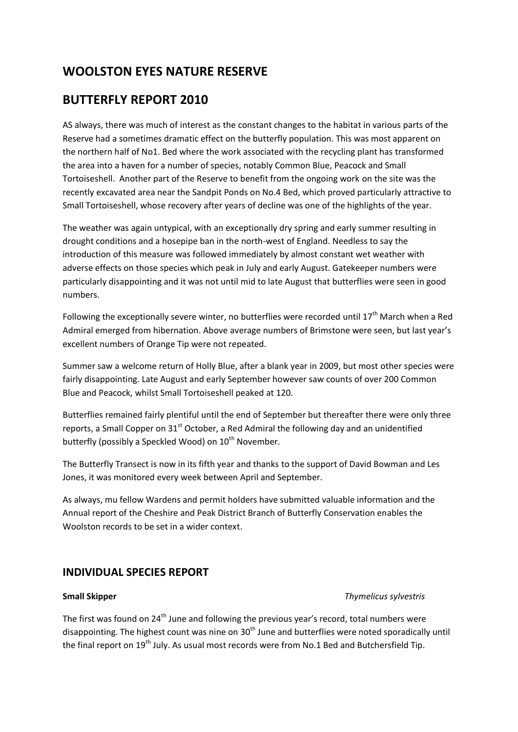# WOOLSTON EYES NATURE RESERVE

# BUTTERFLY REPORT 2010

AS always, there was much of interest as the constant changes to the habitat in various parts of the Reserve had a sometimes dramatic effect on the butterfly population. This was most apparent on the northern half of No1. Bed where the work associated with the recycling plant has transformed the area into a haven for a number of species, notably Common Blue, Peacock and Small Tortoiseshell. Another part of the Reserve to benefit from the ongoing work on the site was the recently excavated area near the Sandpit Ponds on No.4 Bed, which proved particularly attractive to Small Tortoiseshell, whose recovery after years of decline was one of the highlights of the year.

The weather was again untypical, with an exceptionally dry spring and early summer resulting in drought conditions and a hosepipe ban in the north-west of England. Needless to say the introduction of this measure was followed immediately by almost constant wet weather with adverse effects on those species which peak in July and early August. Gatekeeper numbers were particularly disappointing and it was not until mid to late August that butterflies were seen in good numbers.

Following the exceptionally severe winter, no butterflies were recorded until 17th March when a Red Admiral emerged from hibernation. Above average numbers of Brimstone were seen, but last year's excellent numbers of Orange Tip were not repeated.

Summer saw a welcome return of Holly Blue, after a blank year in 2009, but most other species were fairly disappointing. Late August and early September however saw counts of over 200 Common Blue and Peacock, whilst Small Tortoiseshell peaked at 120.

Butterflies remained fairly plentiful until the end of September but thereafter there were only three reports, a Small Copper on 31st October, a Red Admiral the following day and an unidentified butterfly (possibly a Speckled Wood) on 10th November.

The Butterfly Transect is now in its fifth year and thanks to the support of David Bowman and Les Jones, it was monitored every week between April and September.

As always, mu fellow Wardens and permit holders have submitted valuable information and the Annual report of the Cheshire and Peak District Branch of Butterfly Conservation enables the Woolston records to be set in a wider context.

## INDIVIDUAL SPECIES REPORT

**Small Skipper** *Thymelicus sylvestris*

The first was found on 24th June and following the previous year's record, total numbers were disappointing. The highest count was nine on 30th June and butterflies were noted sporadically until the final report on 19th July. As usual most records were from No.1 Bed and Butchersfield Tip.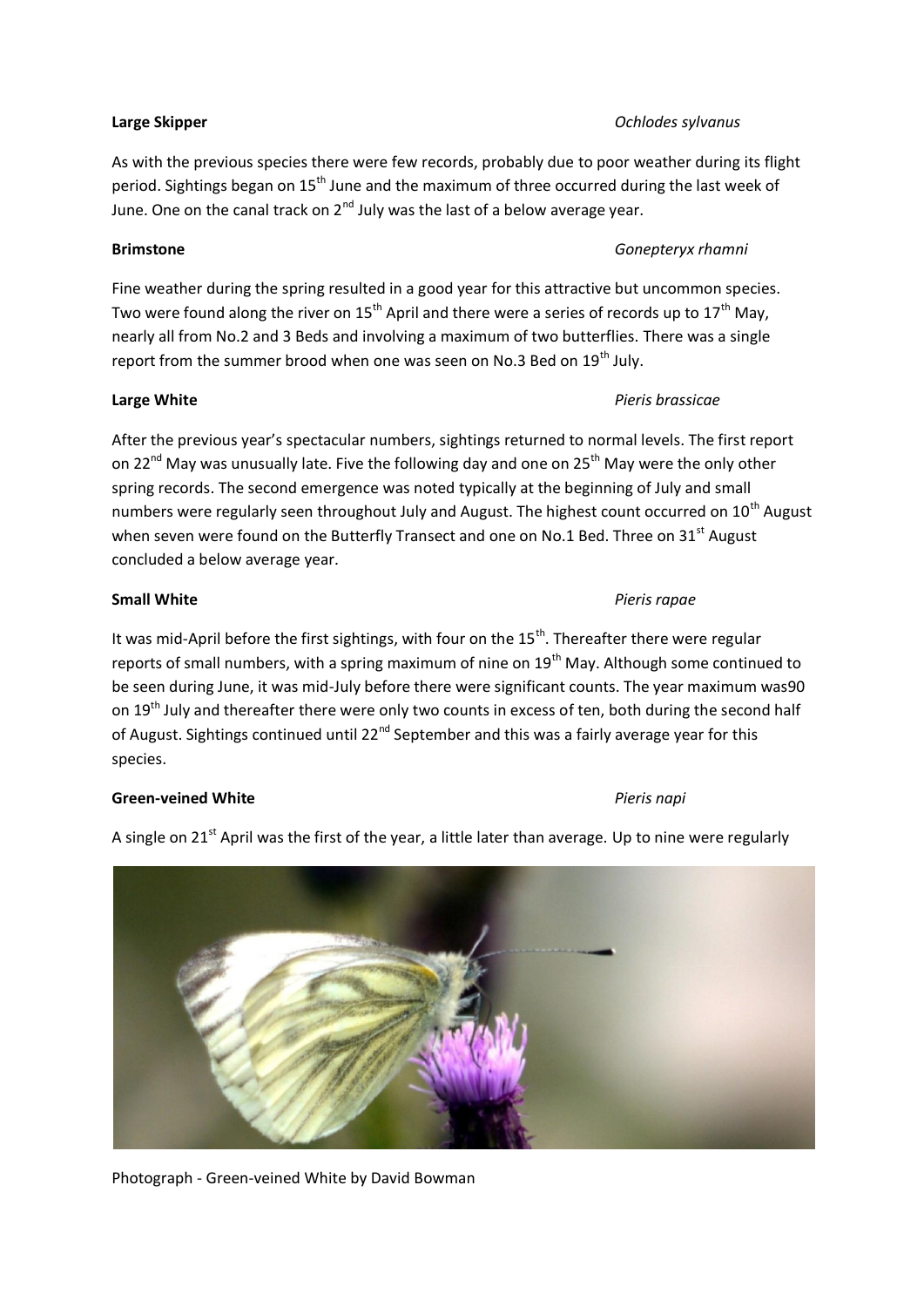**Large Skipper** *Ochlodes sylvanus*

As with the previous species there were few records, probably due to poor weather during its flight period. Sightings began on 15th June and the maximum of three occurred during the last week of June. One on the canal track on 2nd July was the last of a below average year.

**Brimstone** *Gonepteryx rhamni*

Fine weather during the spring resulted in a good year for this attractive but uncommon species. Two were found along the river on 15th April and there were a series of records up to 17th May, nearly all from No.2 and 3 Beds and involving a maximum of two butterflies. There was a single report from the summer brood when one was seen on No.3 Bed on 19th July.

**Large White** *Pieris brassicae*

After the previous year's spectacular numbers, sightings returned to normal levels. The first report on 22nd May was unusually late. Five the following day and one on 25th May were the only other spring records. The second emergence was noted typically at the beginning of July and small numbers were regularly seen throughout July and August. The highest count occurred on 10th August when seven were found on the Butterfly Transect and one on No.1 Bed. Three on 31st August concluded a below average year.

**Small White** *Pieris rapae*

It was mid-April before the first sightings, with four on the 15th. Thereafter there were regular reports of small numbers, with a spring maximum of nine on 19th May. Although some continued to be seen during June, it was mid-July before there were significant counts. The year maximum was90 on 19th July and thereafter there were only two counts in excess of ten, both during the second half of August. Sightings continued until 22nd September and this was a fairly average year for this species.

**Green-veined White** *Pieris napi*

A single on 21st April was the first of the year, a little later than average. Up to nine were regularly

Photograph - Green-veined White by David Bowman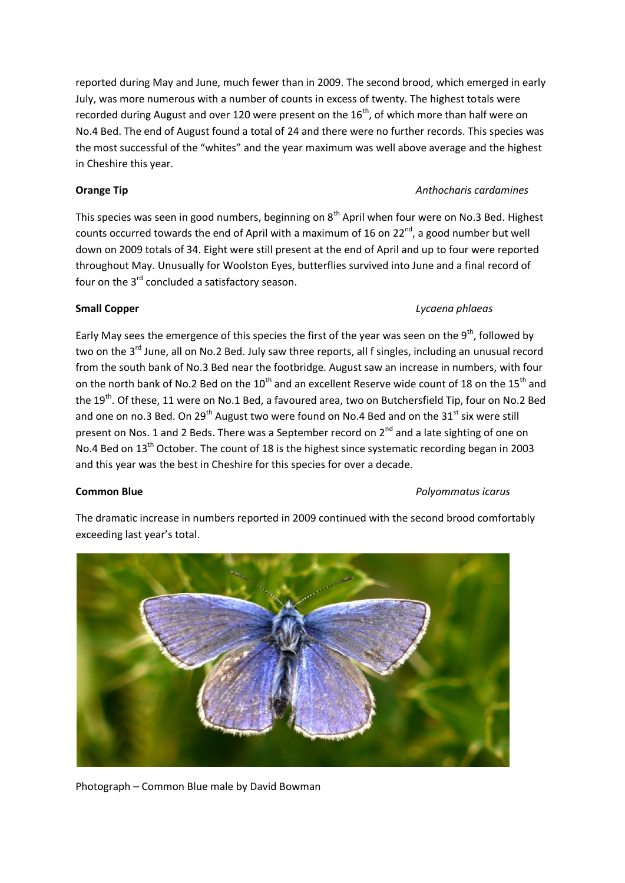reported during May and June, much fewer than in 2009. The second brood, which emerged in early July, was more numerous with a number of counts in excess of twenty. The highest totals were recorded during August and over 120 were present on the 16th, of which more than half were on No.4 Bed. The end of August found a total of 24 and there were no further records. This species was the most successful of the "whites" and the year maximum was well above average and the highest in Cheshire this year.

**Orange Tip** *Anthocharis cardamines*

This species was seen in good numbers, beginning on 8th April when four were on No.3 Bed. Highest counts occurred towards the end of April with a maximum of 16 on 22nd, a good number but well down on 2009 totals of 34. Eight were still present at the end of April and up to four were reported throughout May. Unusually for Woolston Eyes, butterflies survived into June and a final record of four on the 3rd concluded a satisfactory season.

**Small Copper** *Lycaena phlaeas*

Early May sees the emergence of this species the first of the year was seen on the 9th, followed by two on the 3rd June, all on No.2 Bed. July saw three reports, all f singles, including an unusual record from the south bank of No.3 Bed near the footbridge. August saw an increase in numbers, with four on the north bank of No.2 Bed on the 10th and an excellent Reserve wide count of 18 on the 15th and the 19th. Of these, 11 were on No.1 Bed, a favoured area, two on Butchersfield Tip, four on No.2 Bed and one on no.3 Bed. On 29th August two were found on No.4 Bed and on the 31st six were still present on Nos. 1 and 2 Beds. There was a September record on 2nd and a late sighting of one on No.4 Bed on 13th October. The count of 18 is the highest since systematic recording began in 2003 and this year was the best in Cheshire for this species for over a decade.

**Common Blue** *Polyommatus icarus*

The dramatic increase in numbers reported in 2009 continued with the second brood comfortably exceeding last year's total.

Photograph – Common Blue male by David Bowman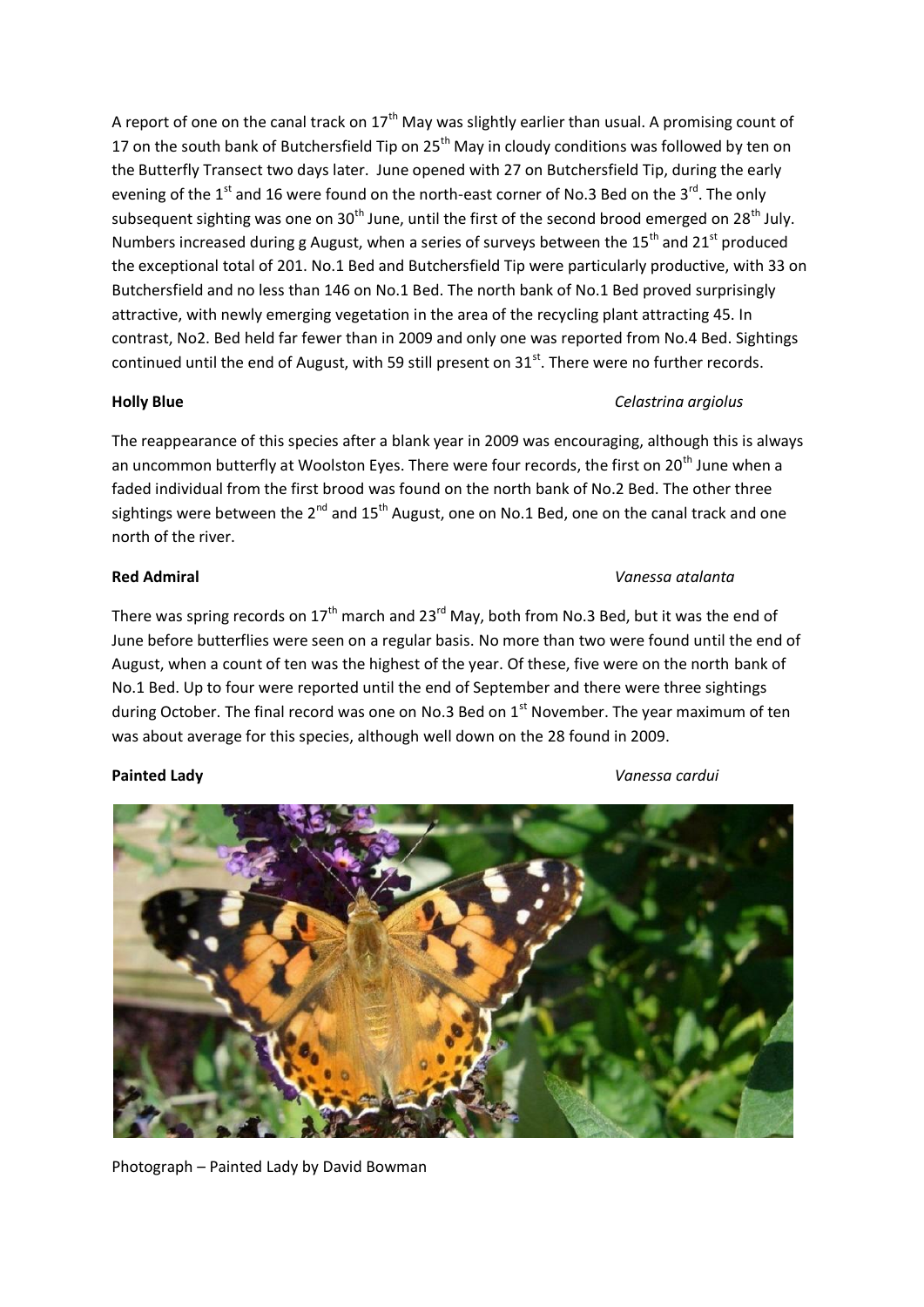A report of one on the canal track on 17th May was slightly earlier than usual. A promising count of 17 on the south bank of Butchersfield Tip on 25th May in cloudy conditions was followed by ten on the Butterfly Transect two days later. June opened with 27 on Butchersfield Tip, during the early evening of the 1st and 16 were found on the north-east corner of No.3 Bed on the 3rd. The only subsequent sighting was one on 30th June, until the first of the second brood emerged on 28th July. Numbers increased during g August, when a series of surveys between the 15th and 21st produced the exceptional total of 201. No.1 Bed and Butchersfield Tip were particularly productive, with 33 on Butchersfield and no less than 146 on No.1 Bed. The north bank of No.1 Bed proved surprisingly attractive, with newly emerging vegetation in the area of the recycling plant attracting 45. In contrast, No2. Bed held far fewer than in 2009 and only one was reported from No.4 Bed. Sightings continued until the end of August, with 59 still present on 31st. There were no further records.

**Holly Blue** *Celastrina argiolus*

The reappearance of this species after a blank year in 2009 was encouraging, although this is always an uncommon butterfly at Woolston Eyes. There were four records, the first on 20th June when a faded individual from the first brood was found on the north bank of No.2 Bed. The other three sightings were between the 2nd and 15th August, one on No.1 Bed, one on the canal track and one north of the river.

**Red Admiral** *Vanessa atalanta*

There was spring records on 17th march and 23rd May, both from No.3 Bed, but it was the end of June before butterflies were seen on a regular basis. No more than two were found until the end of August, when a count of ten was the highest of the year. Of these, five were on the north bank of No.1 Bed. Up to four were reported until the end of September and there were three sightings during October. The final record was one on No.3 Bed on 1st November. The year maximum of ten was about average for this species, although well down on the 28 found in 2009.

**Painted Lady** *Vanessa cardui*

Photograph – Painted Lady by David Bowman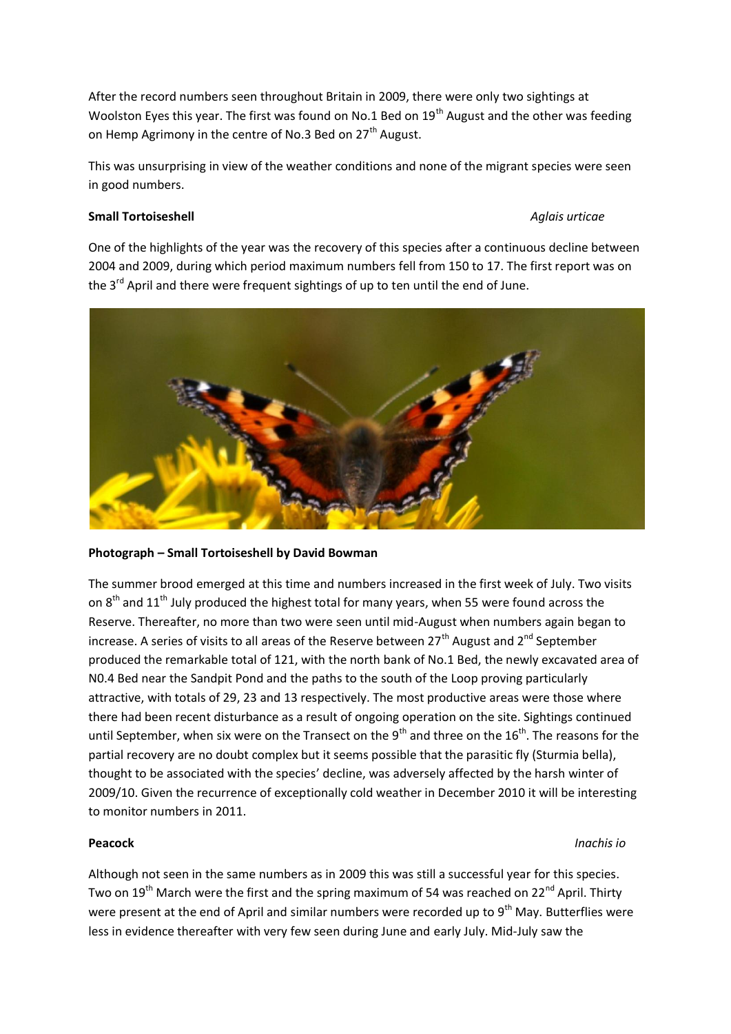After the record numbers seen throughout Britain in 2009, there were only two sightings at Woolston Eyes this year. The first was found on No.1 Bed on 19th August and the other was feeding on Hemp Agrimony in the centre of No.3 Bed on 27th August.

This was unsurprising in view of the weather conditions and none of the migrant species were seen in good numbers.

**Small Tortoiseshell** *Aglais urticae*

One of the highlights of the year was the recovery of this species after a continuous decline between 2004 and 2009, during which period maximum numbers fell from 150 to 17. The first report was on the 3rd April and there were frequent sightings of up to ten until the end of June.

**Photograph – Small Tortoiseshell by David Bowman**

The summer brood emerged at this time and numbers increased in the first week of July. Two visits on 8th and 11th July produced the highest total for many years, when 55 were found across the Reserve. Thereafter, no more than two were seen until mid-August when numbers again began to increase. A series of visits to all areas of the Reserve between 27th August and 2nd September produced the remarkable total of 121, with the north bank of No.1 Bed, the newly excavated area of N0.4 Bed near the Sandpit Pond and the paths to the south of the Loop proving particularly attractive, with totals of 29, 23 and 13 respectively. The most productive areas were those where there had been recent disturbance as a result of ongoing operation on the site. Sightings continued until September, when six were on the Transect on the 9th and three on the 16th. The reasons for the partial recovery are no doubt complex but it seems possible that the parasitic fly (Sturmia bella), thought to be associated with the species' decline, was adversely affected by the harsh winter of 2009/10. Given the recurrence of exceptionally cold weather in December 2010 it will be interesting to monitor numbers in 2011.

**Peacock** *Inachis io*

Although not seen in the same numbers as in 2009 this was still a successful year for this species. Two on 19th March were the first and the spring maximum of 54 was reached on 22nd April. Thirty were present at the end of April and similar numbers were recorded up to 9th May. Butterflies were less in evidence thereafter with very few seen during June and early July. Mid-July saw the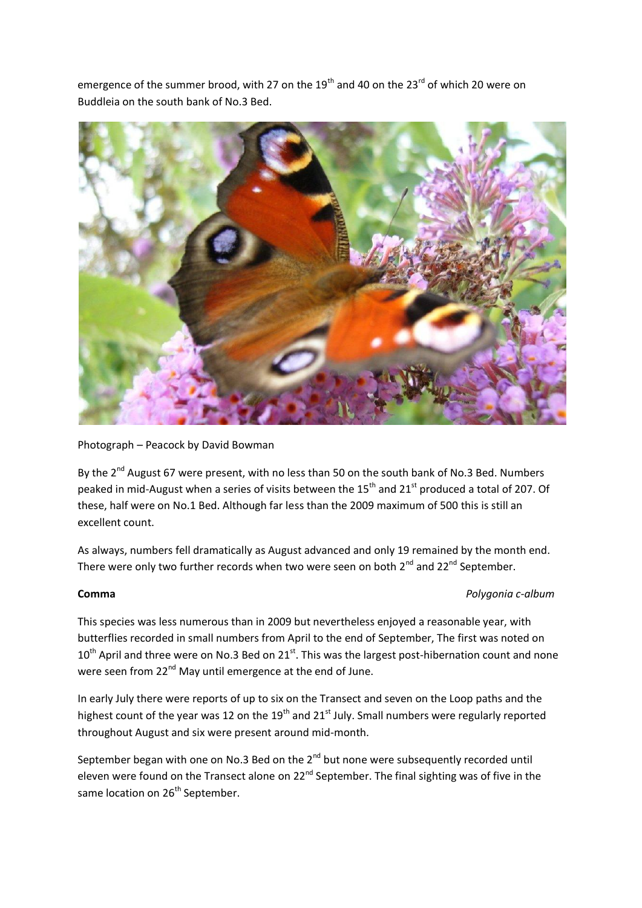emergence of the summer brood, with 27 on the 19th and 40 on the 23rd of which 20 were on Buddleia on the south bank of No.3 Bed.

Photograph – Peacock by David Bowman

By the 2nd August 67 were present, with no less than 50 on the south bank of No.3 Bed. Numbers peaked in mid-August when a series of visits between the 15th and 21st produced a total of 207. Of these, half were on No.1 Bed. Although far less than the 2009 maximum of 500 this is still an excellent count.

As always, numbers fell dramatically as August advanced and only 19 remained by the month end. There were only two further records when two were seen on both 2nd and 22nd September.

**Comma** *Polygonia c-album*

This species was less numerous than in 2009 but nevertheless enjoyed a reasonable year, with butterflies recorded in small numbers from April to the end of September, The first was noted on 10th April and three were on No.3 Bed on 21st. This was the largest post-hibernation count and none were seen from 22nd May until emergence at the end of June.

In early July there were reports of up to six on the Transect and seven on the Loop paths and the highest count of the year was 12 on the 19th and 21st July. Small numbers were regularly reported throughout August and six were present around mid-month.

September began with one on No.3 Bed on the 2nd but none were subsequently recorded until eleven were found on the Transect alone on 22nd September. The final sighting was of five in the same location on 26th September.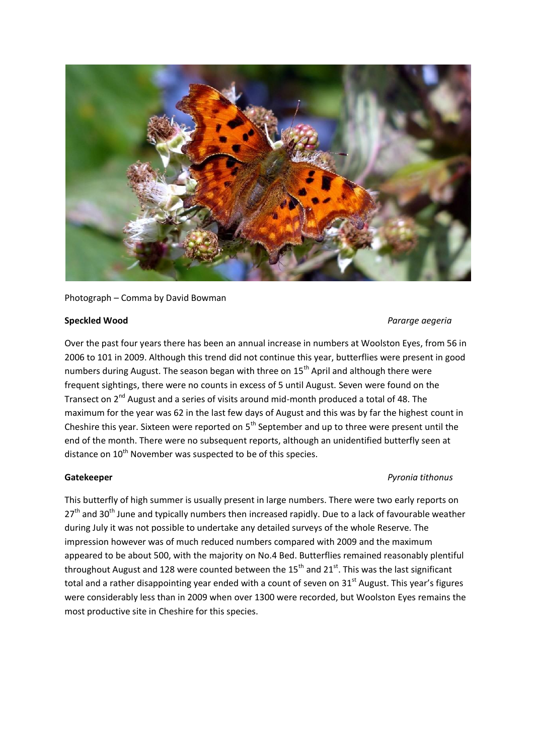Photograph – Comma by David Bowman

**Speckled Wood** *Pararge aegeria*

Over the past four years there has been an annual increase in numbers at Woolston Eyes, from 56 in 2006 to 101 in 2009. Although this trend did not continue this year, butterflies were present in good numbers during August. The season began with three on 15th April and although there were frequent sightings, there were no counts in excess of 5 until August. Seven were found on the Transect on 2nd August and a series of visits around mid-month produced a total of 48. The maximum for the year was 62 in the last few days of August and this was by far the highest count in Cheshire this year. Sixteen were reported on 5th September and up to three were present until the end of the month. There were no subsequent reports, although an unidentified butterfly seen at distance on 10th November was suspected to be of this species.

**Gatekeeper** *Pyronia tithonus*

This butterfly of high summer is usually present in large numbers. There were two early reports on 27th and 30th June and typically numbers then increased rapidly. Due to a lack of favourable weather during July it was not possible to undertake any detailed surveys of the whole Reserve. The impression however was of much reduced numbers compared with 2009 and the maximum appeared to be about 500, with the majority on No.4 Bed. Butterflies remained reasonably plentiful throughout August and 128 were counted between the 15th and 21st. This was the last significant total and a rather disappointing year ended with a count of seven on 31st August. This year's figures were considerably less than in 2009 when over 1300 were recorded, but Woolston Eyes remains the most productive site in Cheshire for this species.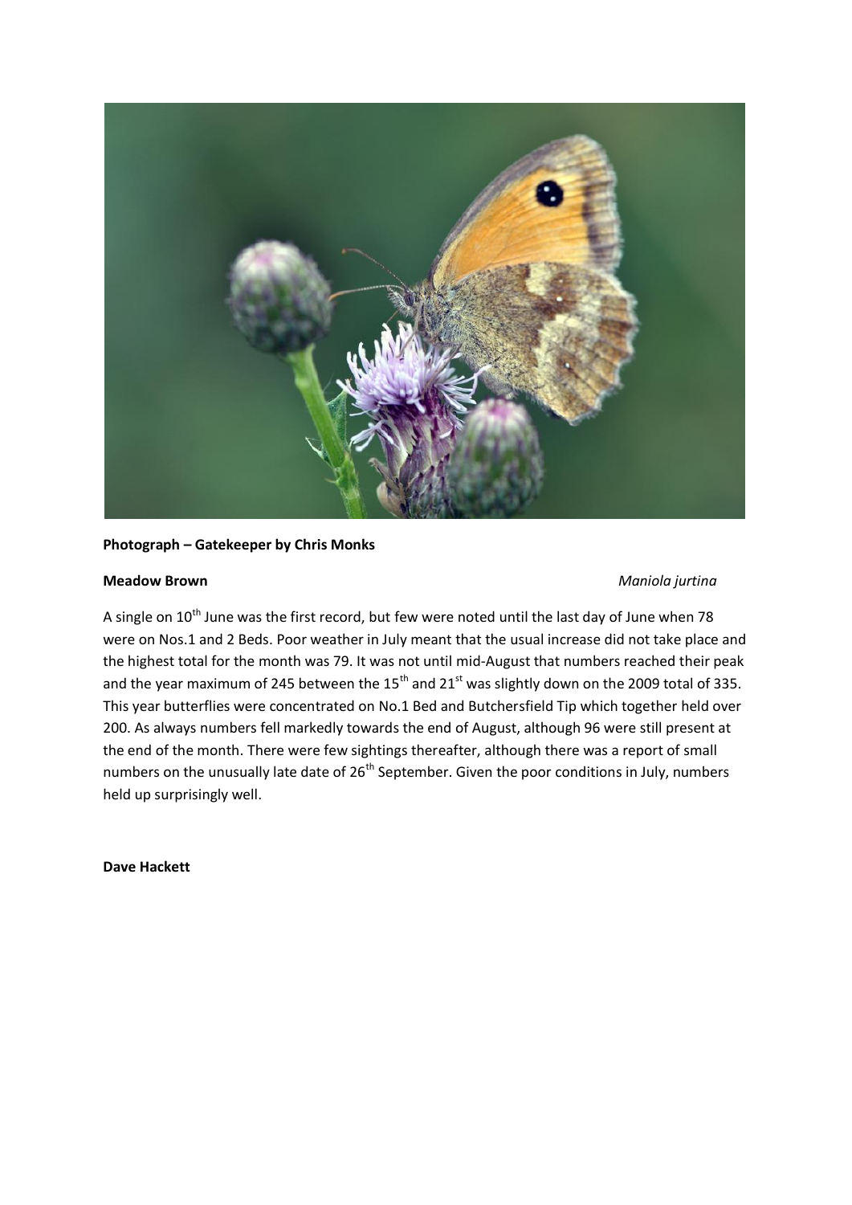**Photograph – Gatekeeper by Chris Monks**

**Meadow Brown** *Maniola jurtina*

A single on 10th June was the first record, but few were noted until the last day of June when 78 were on Nos.1 and 2 Beds. Poor weather in July meant that the usual increase did not take place and the highest total for the month was 79. It was not until mid-August that numbers reached their peak and the year maximum of 245 between the 15th and 21st was slightly down on the 2009 total of 335. This year butterflies were concentrated on No.1 Bed and Butchersfield Tip which together held over 200. As always numbers fell markedly towards the end of August, although 96 were still present at the end of the month. There were few sightings thereafter, although there was a report of small numbers on the unusually late date of 26th September. Given the poor conditions in July, numbers held up surprisingly well.

**Dave Hackett**